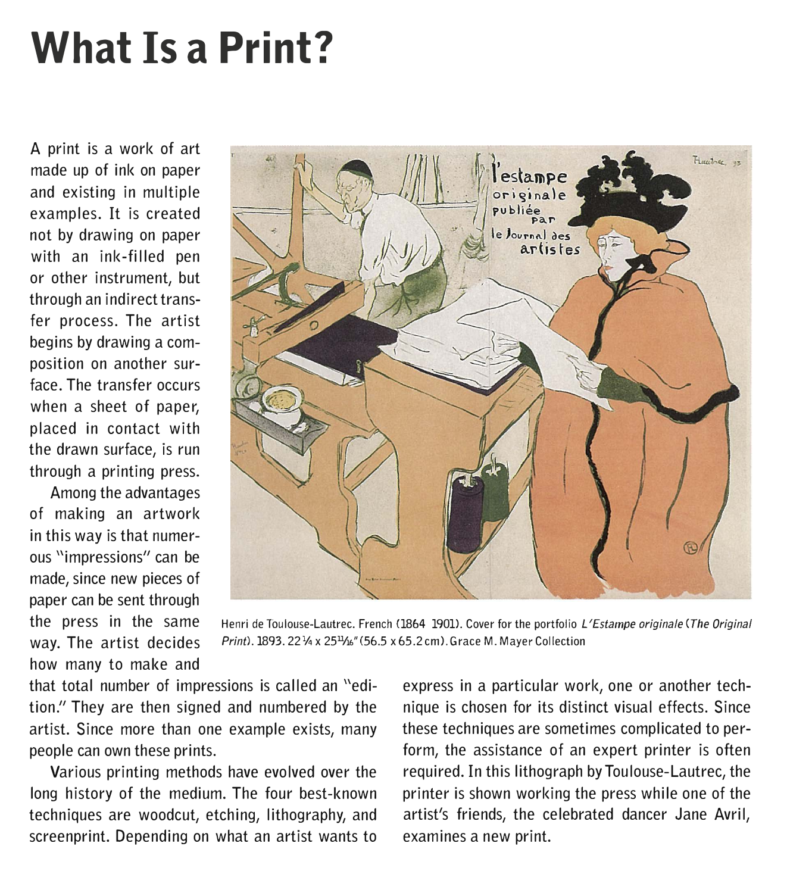# What Is a Print?

A print is a work of art made up of ink on paper and existing in multiple examples. It is created not by drawing on paper with an ink-filled pen or other instrument, but through an indirect transfer process. The artist begins by drawing a composition on another surface. The transfer occurs when a sheet of paper, placed in contact with the drawn surface, is run through a printing press.

Among the advantages of making an artwork in this way is that numerous "impressions" can be made, since new pieces of paper can be sent through the press in the same way. The artist decides how many to make and that total number of impressions is called an "edition." They are then signed and numbered by the artist. Since more than one example exists, many people can own these prints.

Various printing methods have evolved over the long history of the medium. The four best-known techniques are woodcut, etching, lithography, and screenprint. Depending on what an artist wants to express in a particular work, one or another technique is chosen for its distinct visual effects. Since these techniques are sometimes complicated to perform, the assistance of an expert printer is often required. In this lithograph by Toulouse-Lautrec, the printer is shown working the press while one of the artist's friends, the celebrated dancer Jane Avril, examines a new print.

Henri de Toulouse-Lautrec. French (1864 1901). Cover for the portfolio *L'Estampe originale* (*The Original Print*). 1893. 22 1/4 x 25 11/16" (56.5 x 65.2 cm). Grace M. Mayer Collection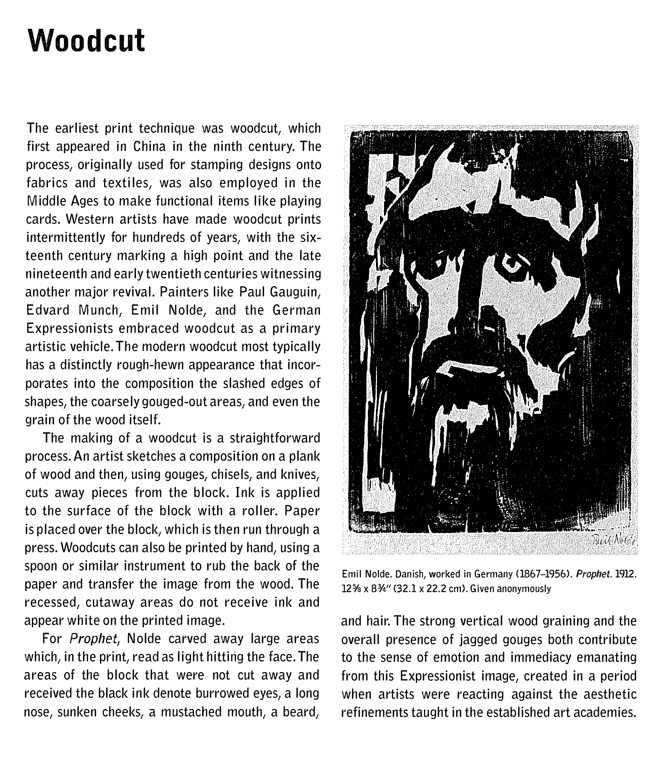# Woodcut

The earliest print technique was woodcut, which first appeared in China in the ninth century. The process, originally used for stamping designs onto fabrics and textiles, was also employed in the Middle Ages to make functional items like playing cards. Western artists have made woodcut prints intermittently for hundreds of years, with the sixteenth century marking a high point and the late nineteenth and early twentieth centuries witnessing another major revival. Painters like Paul Gauguin, Edvard Munch, Emil Nolde, and the German Expressionists embraced woodcut as a primary artistic vehicle. The modern woodcut most typically has a distinctly rough-hewn appearance that incorporates into the composition the slashed edges of shapes, the coarsely gouged-out areas, and even the grain of the wood itself.

The making of a woodcut is a straightforward process. An artist sketches a composition on a plank of wood and then, using gouges, chisels, and knives, cuts away pieces from the block. Ink is applied to the surface of the block with a roller. Paper is placed over the block, which is then run through a press. Woodcuts can also be printed by hand, using a spoon or similar instrument to rub the back of the paper and transfer the image from the wood. The recessed, cutaway areas do not receive ink and appear white on the printed image.

For *Prophet*, Nolde carved away large areas which, in the print, read as light hitting the face. The areas of the block that were not cut away and received the black ink denote burrowed eyes, a long nose, sunken cheeks, a mustached mouth, a beard, and hair. The strong vertical wood graining and the overall presence of jagged gouges both contribute to the sense of emotion and immediacy emanating from this Expressionist image, created in a period when artists were reacting against the aesthetic refinements taught in the established art academies.

Emil Nolde. Danish, worked in Germany (1867–1956). *Prophet*. 1912. 12⅝ x 8¾" (32.1 x 22.2 cm). Given anonymously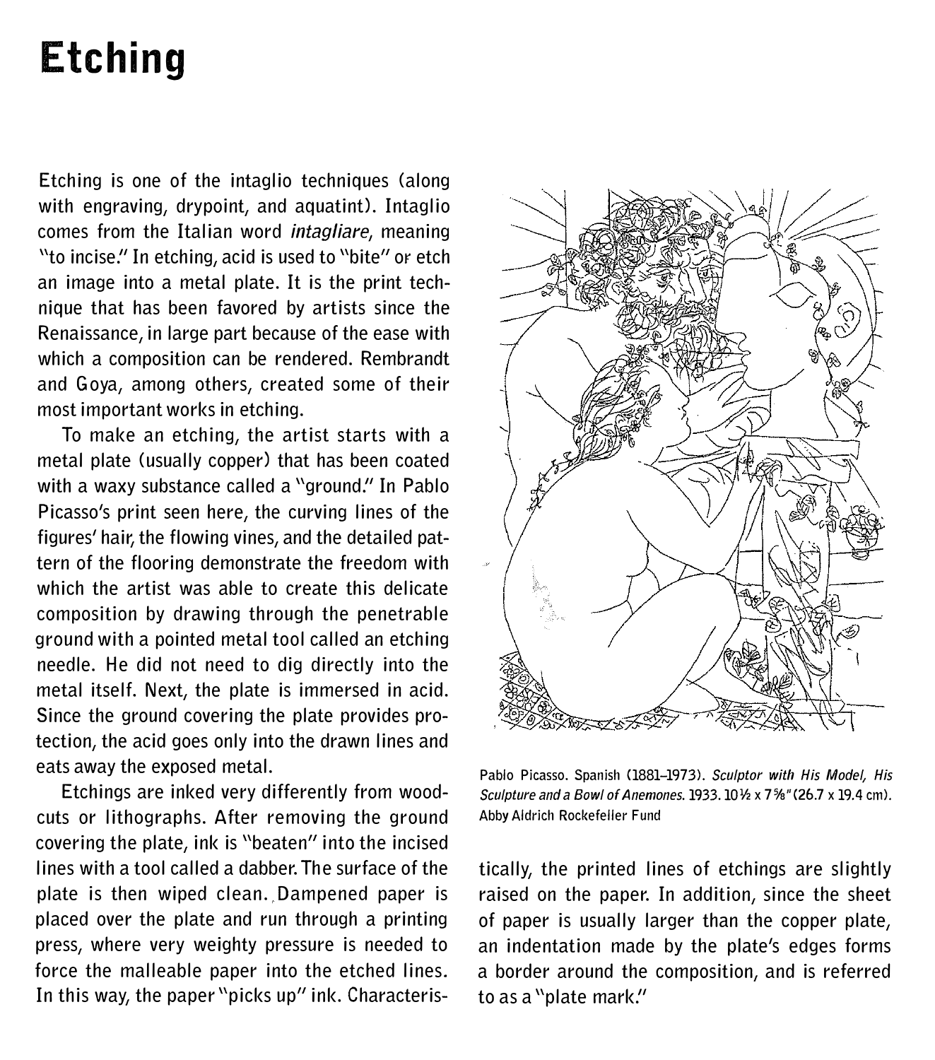# Etching

Etching is one of the intaglio techniques (along with engraving, drypoint, and aquatint). Intaglio comes from the Italian word *intagliare*, meaning "to incise." In etching, acid is used to "bite" or etch an image into a metal plate. It is the print technique that has been favored by artists since the Renaissance, in large part because of the ease with which a composition can be rendered. Rembrandt and Goya, among others, created some of their most important works in etching.

To make an etching, the artist starts with a metal plate (usually copper) that has been coated with a waxy substance called a "ground." In Pablo Picasso's print seen here, the curving lines of the figures' hair, the flowing vines, and the detailed pattern of the flooring demonstrate the freedom with which the artist was able to create this delicate composition by drawing through the penetrable ground with a pointed metal tool called an etching needle. He did not need to dig directly into the metal itself. Next, the plate is immersed in acid. Since the ground covering the plate provides protection, the acid goes only into the drawn lines and eats away the exposed metal.

Etchings are inked very differently from woodcuts or lithographs. After removing the ground covering the plate, ink is "beaten" into the incised lines with a tool called a dabber. The surface of the plate is then wiped clean. Dampened paper is placed over the plate and run through a printing press, where very weighty pressure is needed to force the malleable paper into the etched lines. In this way, the paper "picks up" ink. Characteristically, the printed lines of etchings are slightly raised on the paper. In addition, since the sheet of paper is usually larger than the copper plate, an indentation made by the plate's edges forms a border around the composition, and is referred to as a "plate mark."

Pablo Picasso. Spanish (1881–1973). *Sculptor with His Model, His Sculpture and a Bowl of Anemones.* 1933. 10 ½ x 7 ⅝" (26.7 x 19.4 cm). Abby Aldrich Rockefeller Fund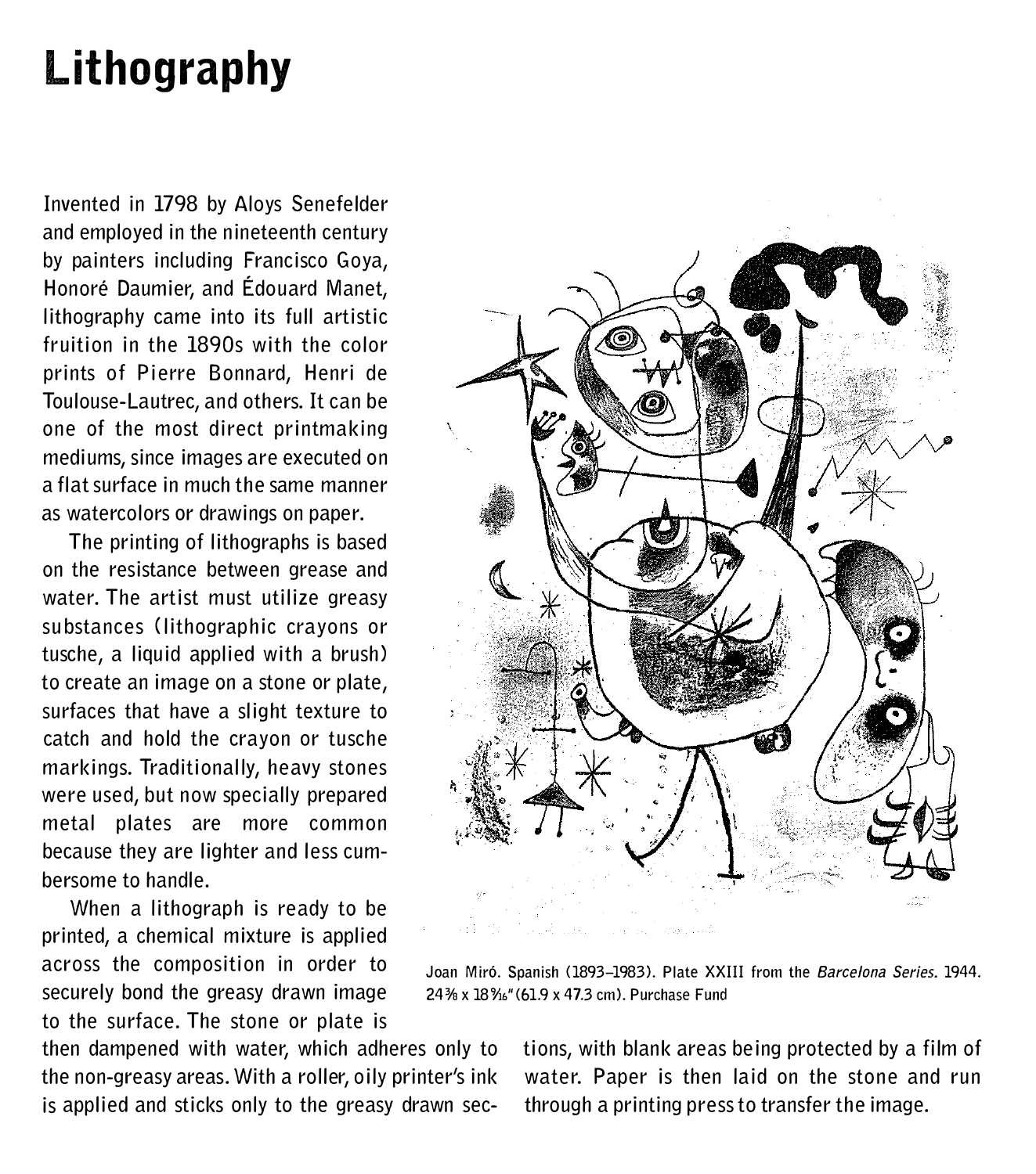# Lithography

Invented in 1798 by Aloys Senefelder and employed in the nineteenth century by painters including Francisco Goya, Honoré Daumier, and Édouard Manet, lithography came into its full artistic fruition in the 1890s with the color prints of Pierre Bonnard, Henri de Toulouse-Lautrec, and others. It can be one of the most direct printmaking mediums, since images are executed on a flat surface in much the same manner as watercolors or drawings on paper.

The printing of lithographs is based on the resistance between grease and water. The artist must utilize greasy substances (lithographic crayons or tusche, a liquid applied with a brush) to create an image on a stone or plate, surfaces that have a slight texture to catch and hold the crayon or tusche markings. Traditionally, heavy stones were used, but now specially prepared metal plates are more common because they are lighter and less cumbersome to handle.

When a lithograph is ready to be printed, a chemical mixture is applied across the composition in order to securely bond the greasy drawn image to the surface. The stone or plate is then dampened with water, which adheres only to the non-greasy areas. With a roller, oily printer's ink is applied and sticks only to the greasy drawn sections, with blank areas being protected by a film of water. Paper is then laid on the stone and run through a printing press to transfer the image.

Joan Miró. Spanish (1893–1983). Plate XXIII from the *Barcelona Series*. 1944. 24 3/8 x 18 5/16" (61.9 x 47.3 cm). Purchase Fund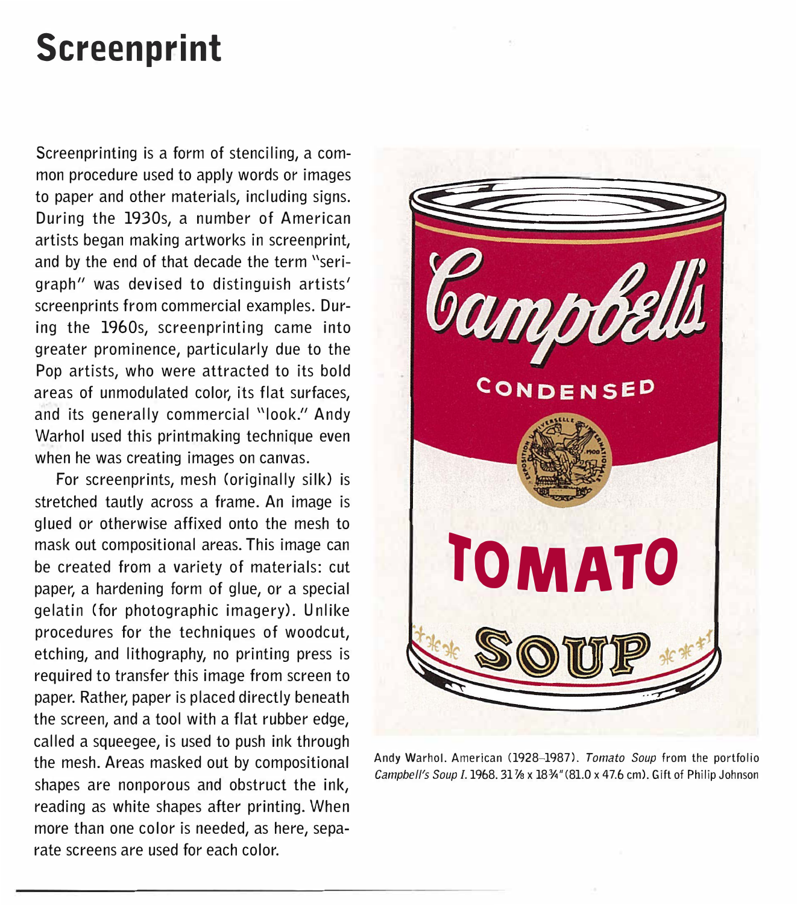# Screenprint

Screenprinting is a form of stenciling, a common procedure used to apply words or images to paper and other materials, including signs. During the 1930s, a number of American artists began making artworks in screenprint, and by the end of that decade the term "serigraph" was devised to distinguish artists' screenprints from commercial examples. During the 1960s, screenprinting came into greater prominence, particularly due to the Pop artists, who were attracted to its bold areas of unmodulated color, its flat surfaces, and its generally commercial "look." Andy Warhol used this printmaking technique even when he was creating images on canvas.

For screenprints, mesh (originally silk) is stretched tautly across a frame. An image is glued or otherwise affixed onto the mesh to mask out compositional areas. This image can be created from a variety of materials: cut paper, a hardening form of glue, or a special gelatin (for photographic imagery). Unlike procedures for the techniques of woodcut, etching, and lithography, no printing press is required to transfer this image from screen to paper. Rather, paper is placed directly beneath the screen, and a tool with a flat rubber edge, called a squeegee, is used to push ink through the mesh. Areas masked out by compositional shapes are nonporous and obstruct the ink, reading as white shapes after printing. When more than one color is needed, as here, separate screens are used for each color.

Andy Warhol. American (1928–1987). *Tomato Soup* from the portfolio *Campbell's Soup I*. 1968. 31⅞ x 18¾" (81.0 x 47.6 cm). Gift of Philip Johnson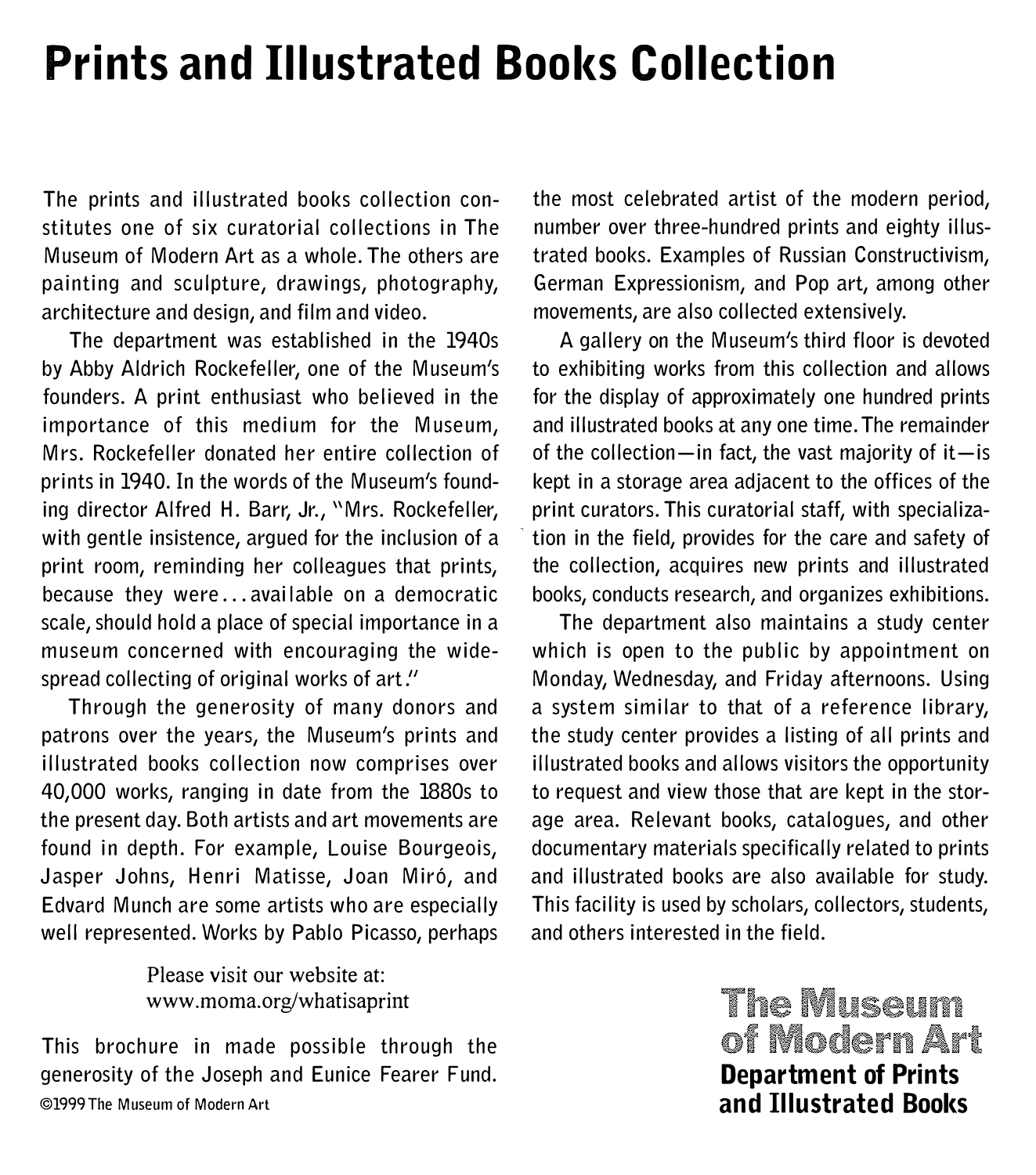# Prints and Illustrated Books Collection

The prints and illustrated books collection constitutes one of six curatorial collections in The Museum of Modern Art as a whole. The others are painting and sculpture, drawings, photography, architecture and design, and film and video.

The department was established in the 1940s by Abby Aldrich Rockefeller, one of the Museum's founders. A print enthusiast who believed in the importance of this medium for the Museum, Mrs. Rockefeller donated her entire collection of prints in 1940. In the words of the Museum's founding director Alfred H. Barr, Jr., "Mrs. Rockefeller, with gentle insistence, argued for the inclusion of a print room, reminding her colleagues that prints, because they were... available on a democratic scale, should hold a place of special importance in a museum concerned with encouraging the widespread collecting of original works of art."

Through the generosity of many donors and patrons over the years, the Museum's prints and illustrated books collection now comprises over 40,000 works, ranging in date from the 1880s to the present day. Both artists and art movements are found in depth. For example, Louise Bourgeois, Jasper Johns, Henri Matisse, Joan Miró, and Edvard Munch are some artists who are especially well represented. Works by Pablo Picasso, perhaps the most celebrated artist of the modern period, number over three-hundred prints and eighty illustrated books. Examples of Russian Constructivism, German Expressionism, and Pop art, among other movements, are also collected extensively.

A gallery on the Museum's third floor is devoted to exhibiting works from this collection and allows for the display of approximately one hundred prints and illustrated books at any one time. The remainder of the collection—in fact, the vast majority of it—is kept in a storage area adjacent to the offices of the print curators. This curatorial staff, with specialization in the field, provides for the care and safety of the collection, acquires new prints and illustrated books, conducts research, and organizes exhibitions.

The department also maintains a study center which is open to the public by appointment on Monday, Wednesday, and Friday afternoons. Using a system similar to that of a reference library, the study center provides a listing of all prints and illustrated books and allows visitors the opportunity to request and view those that are kept in the storage area. Relevant books, catalogues, and other documentary materials specifically related to prints and illustrated books are also available for study. This facility is used by scholars, collectors, students, and others interested in the field.

Please visit our website at:
www.moma.org/whatisaprint

This brochure in made possible through the generosity of the Joseph and Eunice Fearer Fund.

©1999 The Museum of Modern Art

**The Museum of Modern Art**
**Department of Prints and Illustrated Books**